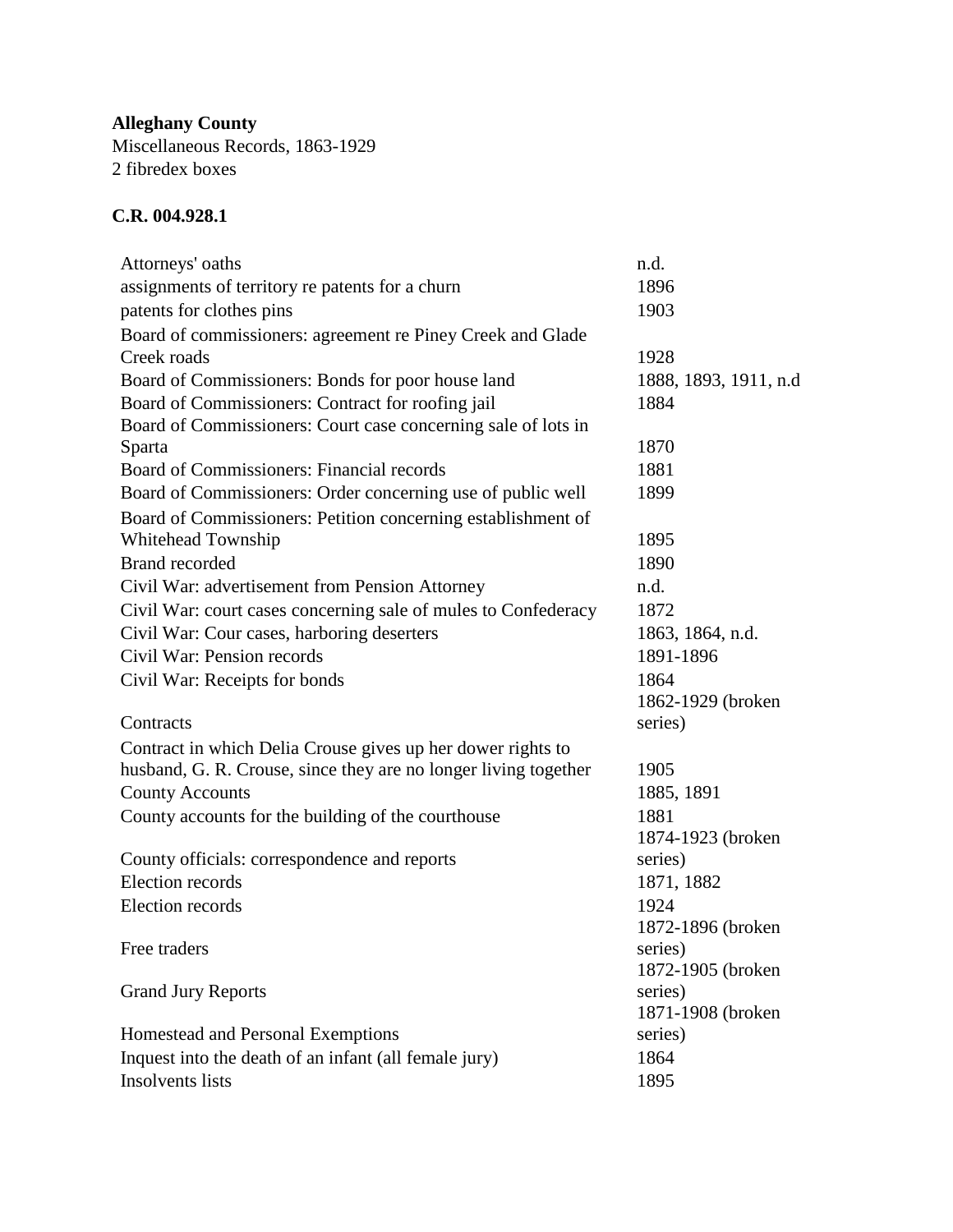**Alleghany County**
Miscellaneous Records, 1863-1929
2 fibredex boxes

**C.R. 004.928.1**

| | |
|---|---|
| Attorneys' oaths | n.d. |
| assignments of territory re patents for a churn | 1896 |
| patents for clothes pins | 1903 |
| Board of commissioners: agreement re Piney Creek and Glade Creek roads | 1928 |
| Board of Commissioners: Bonds for poor house land | 1888, 1893, 1911, n.d |
| Board of Commissioners: Contract for roofing jail | 1884 |
| Board of Commissioners: Court case concerning sale of lots in Sparta | 1870 |
| Board of Commissioners: Financial records | 1881 |
| Board of Commissioners: Order concerning use of public well | 1899 |
| Board of Commissioners: Petition concerning establishment of Whitehead Township | 1895 |
| Brand recorded | 1890 |
| Civil War: advertisement from Pension Attorney | n.d. |
| Civil War: court cases concerning sale of mules to Confederacy | 1872 |
| Civil War: Cour cases, harboring deserters | 1863, 1864, n.d. |
| Civil War: Pension records | 1891-1896 |
| Civil War: Receipts for bonds | 1864 |
| Contracts | 1862-1929 (broken series) |
| Contract in which Delia Crouse gives up her dower rights to husband, G. R. Crouse, since they are no longer living together | 1905 |
| County Accounts | 1885, 1891 |
| County accounts for the building of the courthouse | 1881 |
| County officials: correspondence and reports | 1874-1923 (broken series) |
| Election records | 1871, 1882 |
| Election records | 1924 |
| Free traders | 1872-1896 (broken series) |
| Grand Jury Reports | 1872-1905 (broken series) |
| Homestead and Personal Exemptions | 1871-1908 (broken series) |
| Inquest into the death of an infant (all female jury) | 1864 |
| Insolvents lists | 1895 |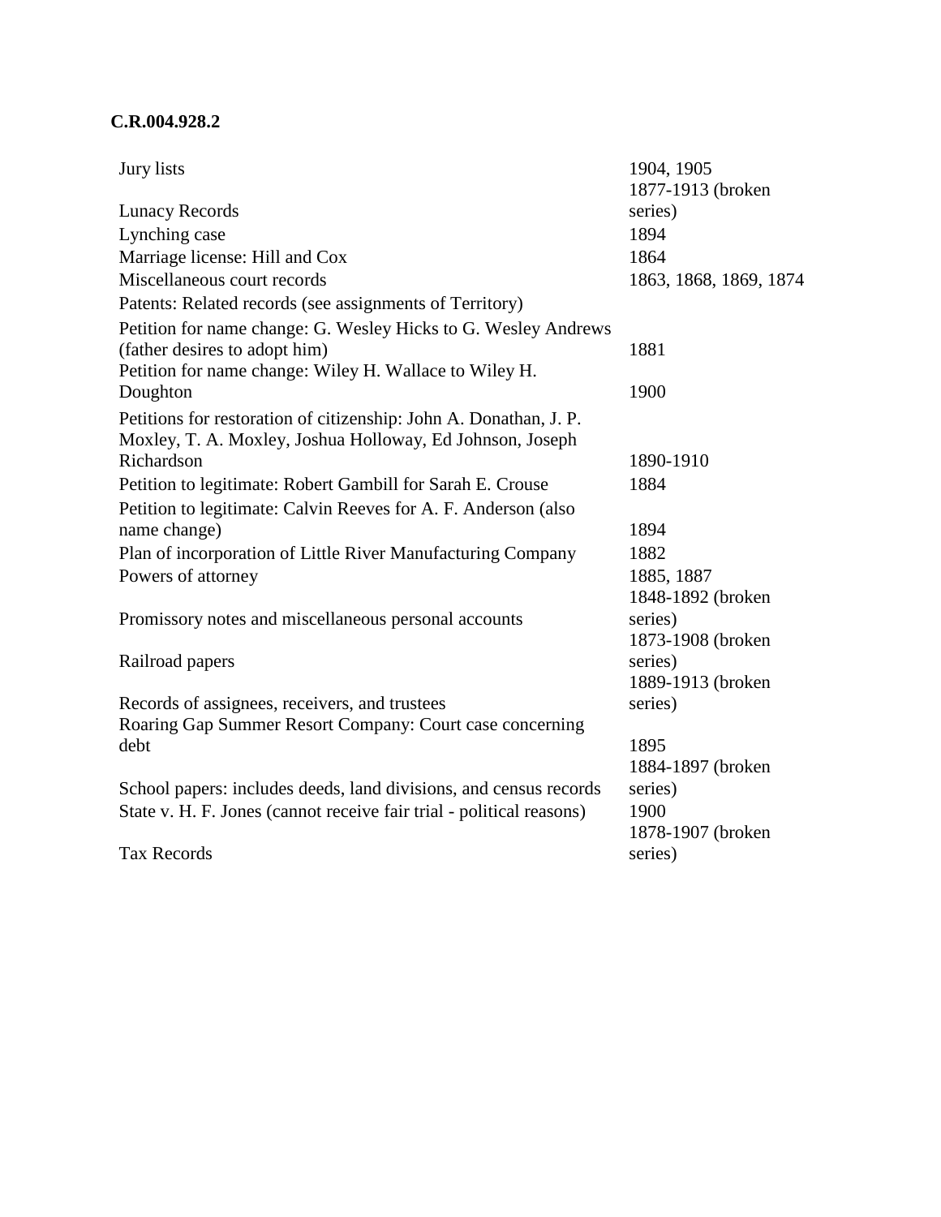**C.R.004.928.2**

| | |
|---|---|
| Jury lists | 1904, 1905 |
| Lunacy Records | 1877-1913 (broken series) |
| Lynching case | 1894 |
| Marriage license: Hill and Cox | 1864 |
| Miscellaneous court records | 1863, 1868, 1869, 1874 |
| Patents: Related records (see assignments of Territory) | |
| Petition for name change: G. Wesley Hicks to G. Wesley Andrews (father desires to adopt him) | 1881 |
| Petition for name change: Wiley H. Wallace to Wiley H. Doughton | 1900 |
| Petitions for restoration of citizenship: John A. Donathan, J. P. Moxley, T. A. Moxley, Joshua Holloway, Ed Johnson, Joseph Richardson | 1890-1910 |
| Petition to legitimate: Robert Gambill for Sarah E. Crouse | 1884 |
| Petition to legitimate: Calvin Reeves for A. F. Anderson (also name change) | 1894 |
| Plan of incorporation of Little River Manufacturing Company | 1882 |
| Powers of attorney | 1885, 1887 |
| Promissory notes and miscellaneous personal accounts | 1848-1892 (broken series) |
| Railroad papers | 1873-1908 (broken series) |
| Records of assignees, receivers, and trustees | 1889-1913 (broken series) |
| Roaring Gap Summer Resort Company: Court case concerning debt | 1895 |
| School papers: includes deeds, land divisions, and census records | 1884-1897 (broken series) |
| State v. H. F. Jones (cannot receive fair trial - political reasons) | 1900 |
| Tax Records | 1878-1907 (broken series) |